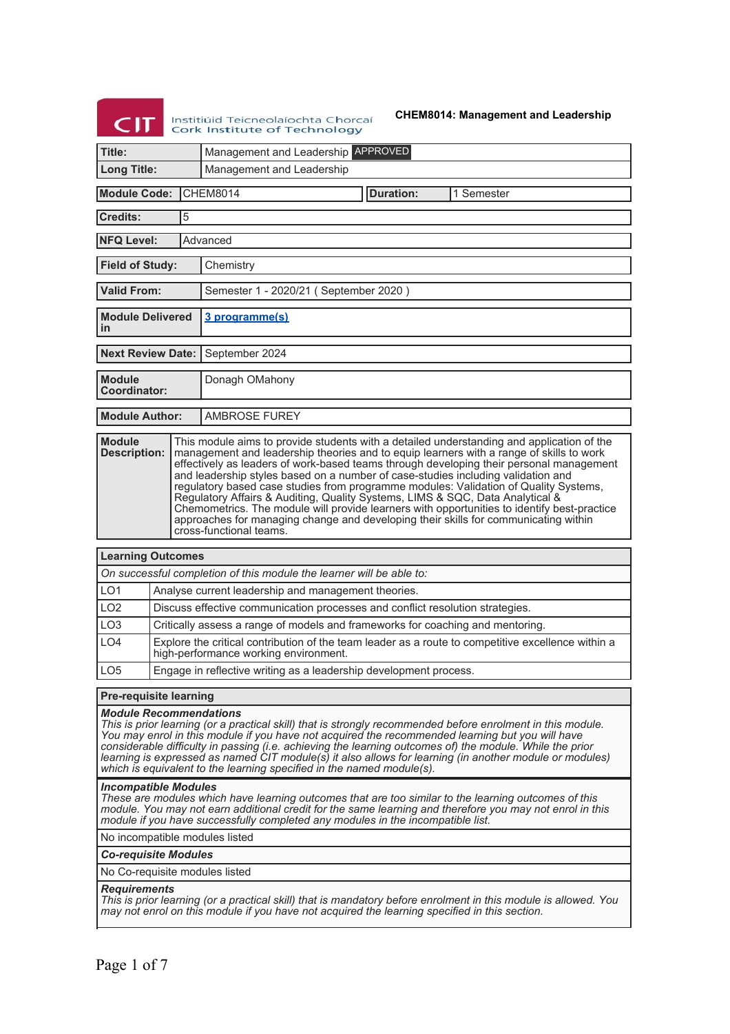Institiúid Teicneolaíochta Chorcaí
Cork Institute of Technology

# CHEM8014: Management and Leadership

| | |
|---|---|
| **Title:** | Management and Leadership APPROVED |
| **Long Title:** | Management and Leadership |

| | | | |
|---|---|---|---|
| **Module Code:** | CHEM8014 | **Duration:** | 1 Semester |

| | |
|---|---|
| **Credits:** | 5 |
| **NFQ Level:** | Advanced |
| **Field of Study:** | Chemistry |
| **Valid From:** | Semester 1 - 2020/21 ( September 2020 ) |
| **Module Delivered in** | 3 programme(s) |
| **Next Review Date:** | September 2024 |
| **Module Coordinator:** | Donagh OMahony |
| **Module Author:** | AMBROSE FUREY |
| **Module Description:** | This module aims to provide students with a detailed understanding and application of the management and leadership theories and to equip learners with a range of skills to work effectively as leaders of work-based teams through developing their personal management and leadership styles based on a number of case-studies including validation and regulatory based case studies from programme modules: Validation of Quality Systems, Regulatory Affairs & Auditing, Quality Systems, LIMS & SQC, Data Analytical & Chemometrics. The module will provide learners with opportunities to identify best-practice approaches for managing change and developing their skills for communicating within cross-functional teams. |

## Learning Outcomes

*On successful completion of this module the learner will be able to:*

| | |
|---|---|
| LO1 | Analyse current leadership and management theories. |
| LO2 | Discuss effective communication processes and conflict resolution strategies. |
| LO3 | Critically assess a range of models and frameworks for coaching and mentoring. |
| LO4 | Explore the critical contribution of the team leader as a route to competitive excellence within a high-performance working environment. |
| LO5 | Engage in reflective writing as a leadership development process. |

## Pre-requisite learning

***Module Recommendations***

*This is prior learning (or a practical skill) that is strongly recommended before enrolment in this module. You may enrol in this module if you have not acquired the recommended learning but you will have considerable difficulty in passing (i.e. achieving the learning outcomes of) the module. While the prior learning is expressed as named CIT module(s) it also allows for learning (in another module or modules) which is equivalent to the learning specified in the named module(s).*

***Incompatible Modules***

*These are modules which have learning outcomes that are too similar to the learning outcomes of this module. You may not earn additional credit for the same learning and therefore you may not enrol in this module if you have successfully completed any modules in the incompatible list.*

No incompatible modules listed

***Co-requisite Modules***

No Co-requisite modules listed

***Requirements***

*This is prior learning (or a practical skill) that is mandatory before enrolment in this module is allowed. You may not enrol on this module if you have not acquired the learning specified in this section.*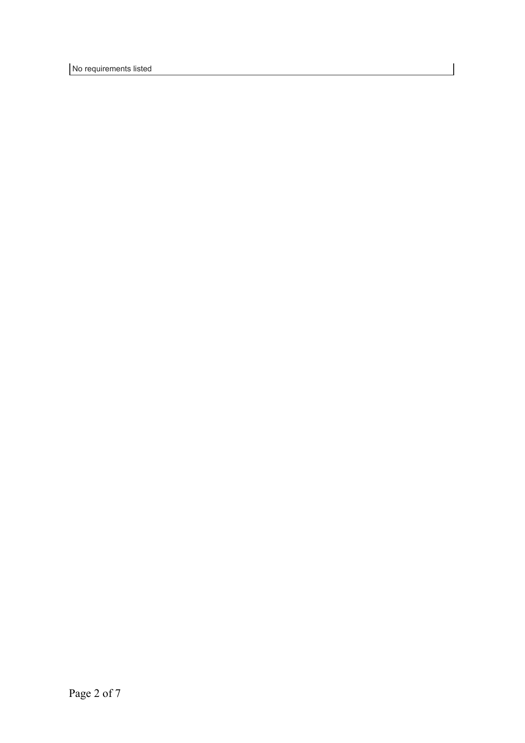No requirements listed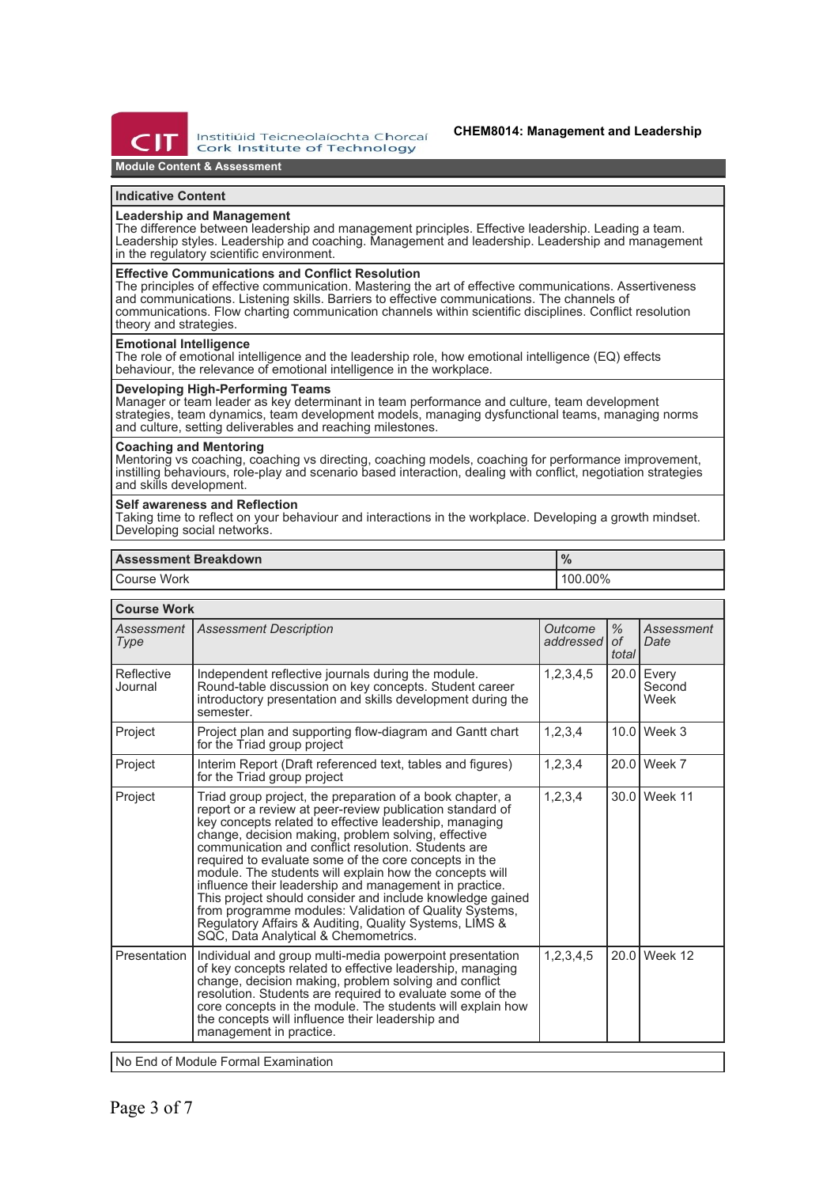**CHEM8014: Management and Leadership**

**Module Content & Assessment**

## Indicative Content

**Leadership and Management**
The difference between leadership and management principles. Effective leadership. Leading a team. Leadership styles. Leadership and coaching. Management and leadership. Leadership and management in the regulatory scientific environment.

**Effective Communications and Conflict Resolution**
The principles of effective communication. Mastering the art of effective communications. Assertiveness and communications. Listening skills. Barriers to effective communications. The channels of communications. Flow charting communication channels within scientific disciplines. Conflict resolution theory and strategies.

**Emotional Intelligence**
The role of emotional intelligence and the leadership role, how emotional intelligence (EQ) effects behaviour, the relevance of emotional intelligence in the workplace.

**Developing High-Performing Teams**
Manager or team leader as key determinant in team performance and culture, team development strategies, team dynamics, team development models, managing dysfunctional teams, managing norms and culture, setting deliverables and reaching milestones.

**Coaching and Mentoring**
Mentoring vs coaching, coaching vs directing, coaching models, coaching for performance improvement, instilling behaviours, role-play and scenario based interaction, dealing with conflict, negotiation strategies and skills development.

**Self awareness and Reflection**
Taking time to reflect on your behaviour and interactions in the workplace. Developing a growth mindset. Developing social networks.

| Assessment Breakdown | % |
|---|---|
| Course Work | 100.00% |

## Course Work

| *Assessment Type* | *Assessment Description* | *Outcome addressed* | *% of total* | *Assessment Date* |
|---|---|---|---|---|
| Reflective Journal | Independent reflective journals during the module. Round-table discussion on key concepts. Student career introductory presentation and skills development during the semester. | 1,2,3,4,5 | 20.0 | Every Second Week |
| Project | Project plan and supporting flow-diagram and Gantt chart for the Triad group project | 1,2,3,4 | 10.0 | Week 3 |
| Project | Interim Report (Draft referenced text, tables and figures) for the Triad group project | 1,2,3,4 | 20.0 | Week 7 |
| Project | Triad group project, the preparation of a book chapter, a report or a review at peer-review publication standard of key concepts related to effective leadership, managing change, decision making, problem solving, effective communication and conflict resolution. Students are required to evaluate some of the core concepts in the module. The students will explain how the concepts will influence their leadership and management in practice. This project should consider and include knowledge gained from programme modules: Validation of Quality Systems, Regulatory Affairs & Auditing, Quality Systems, LIMS & SQC, Data Analytical & Chemometrics. | 1,2,3,4 | 30.0 | Week 11 |
| Presentation | Individual and group multi-media powerpoint presentation of key concepts related to effective leadership, managing change, decision making, problem solving and conflict resolution. Students are required to evaluate some of the core concepts in the module. The students will explain how the concepts will influence their leadership and management in practice. | 1,2,3,4,5 | 20.0 | Week 12 |

No End of Module Formal Examination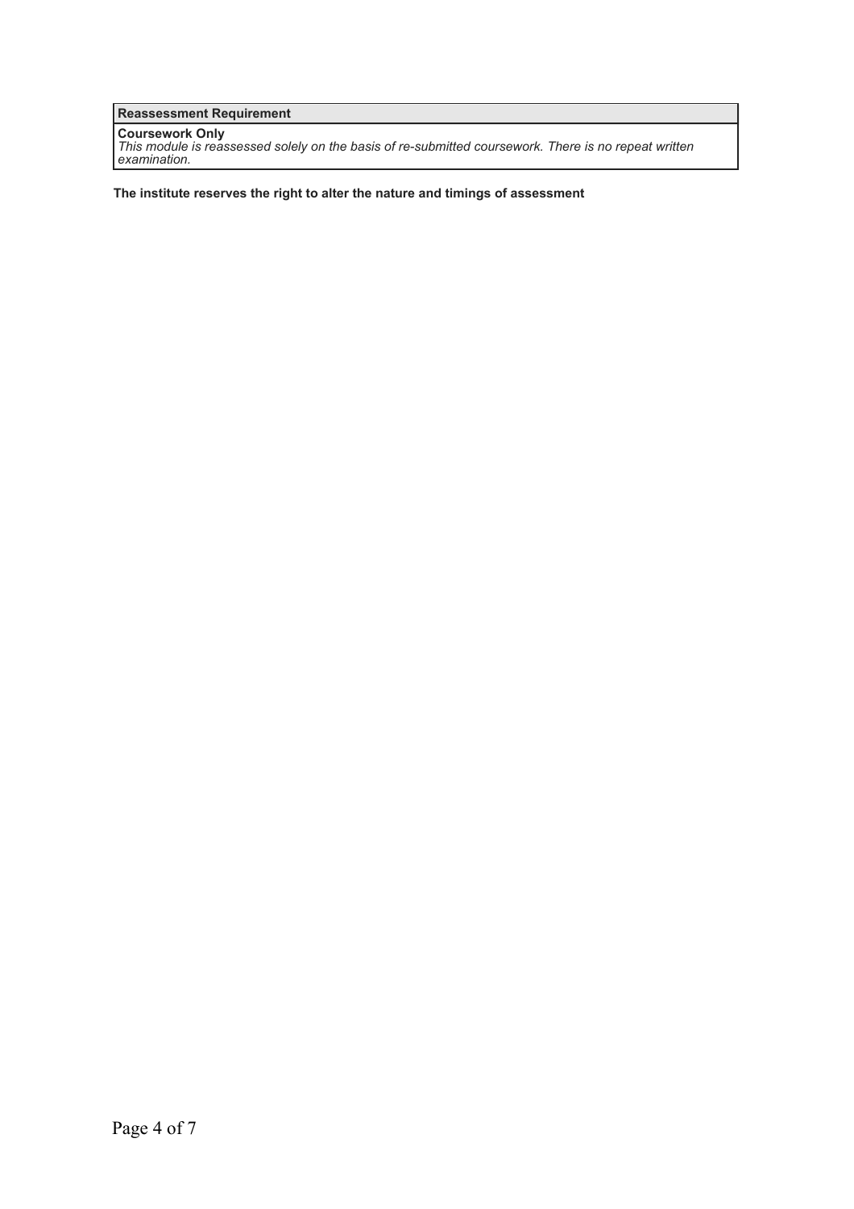| Reassessment Requirement |
| --- |
| **Coursework Only**<br>*This module is reassessed solely on the basis of re-submitted coursework. There is no repeat written examination.* |

**The institute reserves the right to alter the nature and timings of assessment**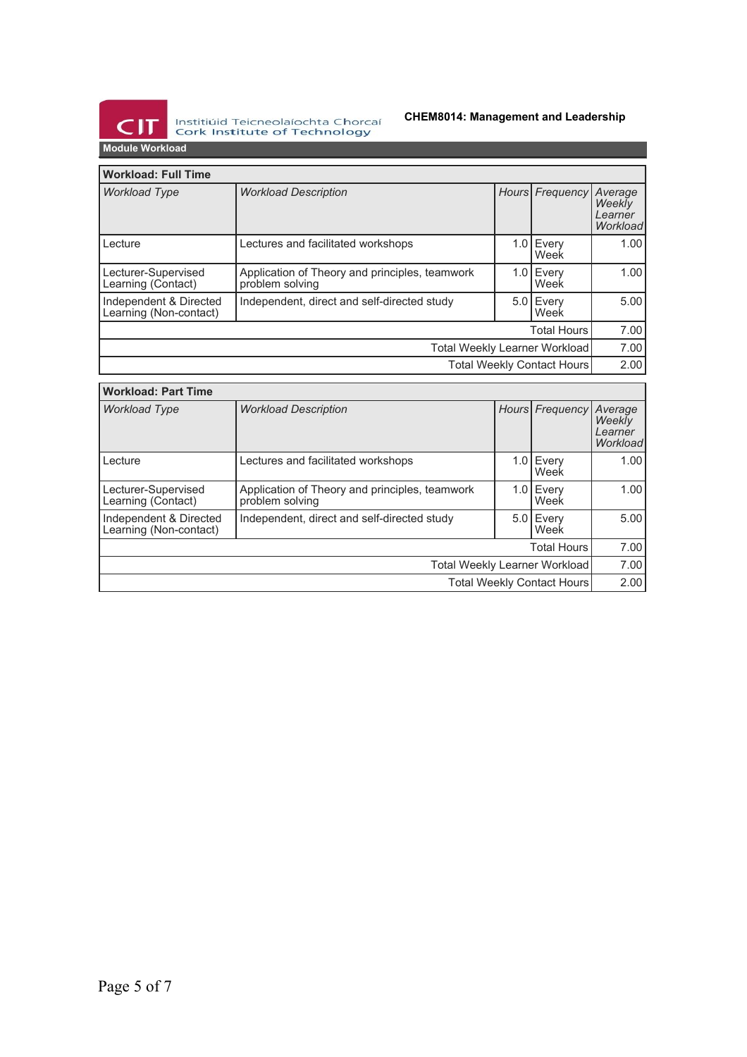## Module Workload

### Workload: Full Time

| *Workload Type* | *Workload Description* | *Hours* | *Frequency* | *Average Weekly Learner Workload* |
|---|---|---|---|---|
| Lecture | Lectures and facilitated workshops | 1.0 | Every Week | 1.00 |
| Lecturer-Supervised Learning (Contact) | Application of Theory and principles, teamwork problem solving | 1.0 | Every Week | 1.00 |
| Independent & Directed Learning (Non-contact) | Independent, direct and self-directed study | 5.0 | Every Week | 5.00 |
| | | | Total Hours | 7.00 |
| | | | Total Weekly Learner Workload | 7.00 |
| | | | Total Weekly Contact Hours | 2.00 |

### Workload: Part Time

| *Workload Type* | *Workload Description* | *Hours* | *Frequency* | *Average Weekly Learner Workload* |
|---|---|---|---|---|
| Lecture | Lectures and facilitated workshops | 1.0 | Every Week | 1.00 |
| Lecturer-Supervised Learning (Contact) | Application of Theory and principles, teamwork problem solving | 1.0 | Every Week | 1.00 |
| Independent & Directed Learning (Non-contact) | Independent, direct and self-directed study | 5.0 | Every Week | 5.00 |
| | | | Total Hours | 7.00 |
| | | | Total Weekly Learner Workload | 7.00 |
| | | | Total Weekly Contact Hours | 2.00 |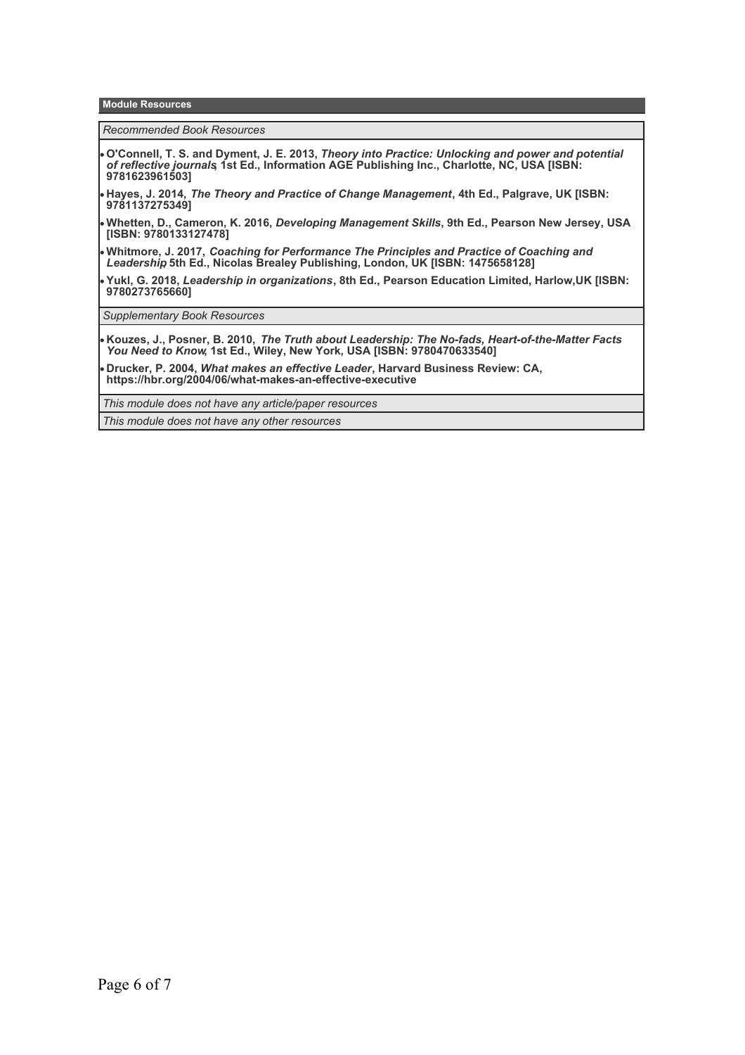## Module Resources

*Recommended Book Resources*

- **O'Connell, T. S. and Dyment, J. E. 2013, *Theory into Practice: Unlocking and power and potential of reflective journals*, 1st Ed., Information AGE Publishing Inc., Charlotte, NC, USA [ISBN: 9781623961503]**
- **Hayes, J. 2014, *The Theory and Practice of Change Management*, 4th Ed., Palgrave, UK [ISBN: 9781137275349]**
- **Whetten, D., Cameron, K. 2016, *Developing Management Skills*, 9th Ed., Pearson New Jersey, USA [ISBN: 9780133127478]**
- **Whitmore, J. 2017, *Coaching for Performance The Principles and Practice of Coaching and Leadership*, 5th Ed., Nicolas Brealey Publishing, London, UK [ISBN: 1475658128]**
- **Yukl, G. 2018, *Leadership in organizations*, 8th Ed., Pearson Education Limited, Harlow,UK [ISBN: 9780273765660]**

*Supplementary Book Resources*

- **Kouzes, J., Posner, B. 2010, *The Truth about Leadership: The No-fads, Heart-of-the-Matter Facts You Need to Know*, 1st Ed., Wiley, New York, USA [ISBN: 9780470633540]**
- **Drucker, P. 2004, *What makes an effective Leader*, Harvard Business Review: CA, https://hbr.org/2004/06/what-makes-an-effective-executive**

*This module does not have any article/paper resources*

*This module does not have any other resources*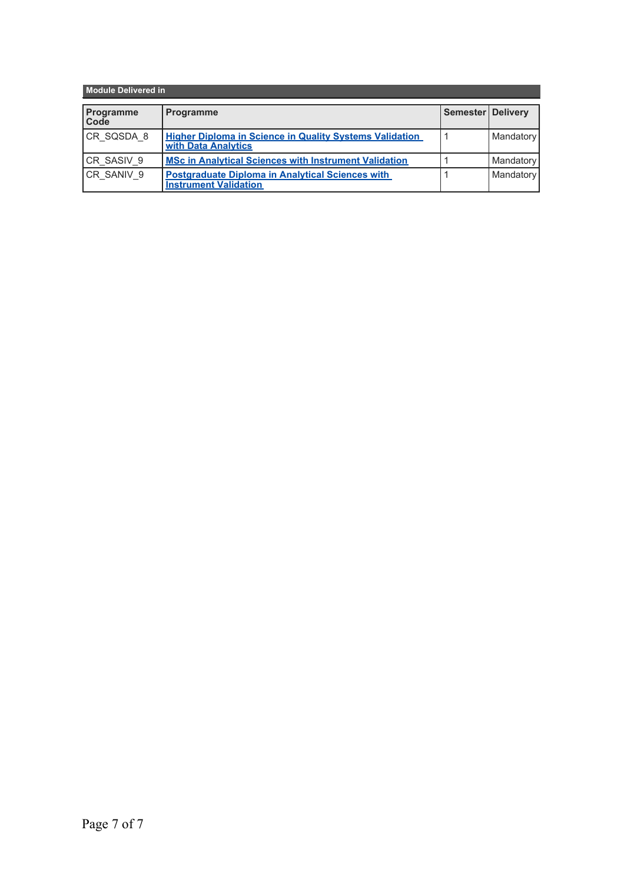## Module Delivered in

| Programme Code | Programme | Semester | Delivery |
|---|---|---|---|
| CR_SQSDA_8 | Higher Diploma in Science in Quality Systems Validation with Data Analytics | 1 | Mandatory |
| CR_SASIV_9 | MSc in Analytical Sciences with Instrument Validation | 1 | Mandatory |
| CR_SANIV_9 | Postgraduate Diploma in Analytical Sciences with Instrument Validation | 1 | Mandatory |